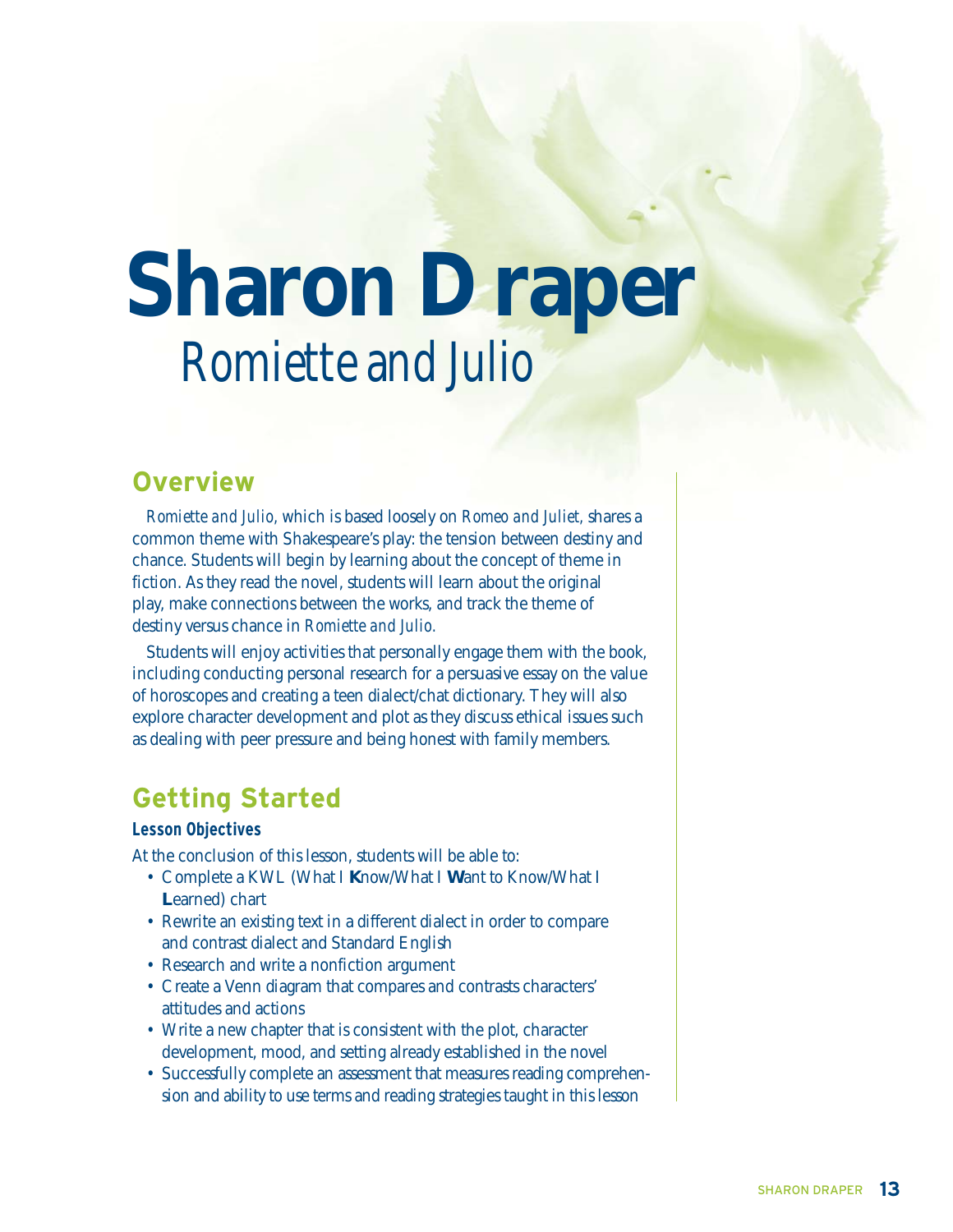# Sharon Draper

## *Romiette and Julio*

## Overview

*Romiette and Julio,* which is based loosely on *Romeo and Juliet,* shares a common theme with Shakespeare's play: the tension between destiny and chance. Students will begin by learning about the concept of theme in fiction. As they read the novel, students will learn about the original play, make connections between the works, and track the theme of destiny versus chance in *Romiette and Julio.*

Students will enjoy activities that personally engage them with the book, including conducting personal research for a persuasive essay on the value of horoscopes and creating a teen dialect/chat dictionary. They will also explore character development and plot as they discuss ethical issues such as dealing with peer pressure and being honest with family members.

## Getting Started

### Lesson Objectives

At the conclusion of this lesson, students will be able to:

- Complete a KWL (What I **K**now/What I **W**ant to Know/What I **L**earned) chart
- Rewrite an existing text in a different dialect in order to compare and contrast dialect and Standard English
- Research and write a nonfiction argument
- Create a Venn diagram that compares and contrasts characters' attitudes and actions
- Write a new chapter that is consistent with the plot, character development, mood, and setting already established in the novel
- Successfully complete an assessment that measures reading comprehension and ability to use terms and reading strategies taught in this lesson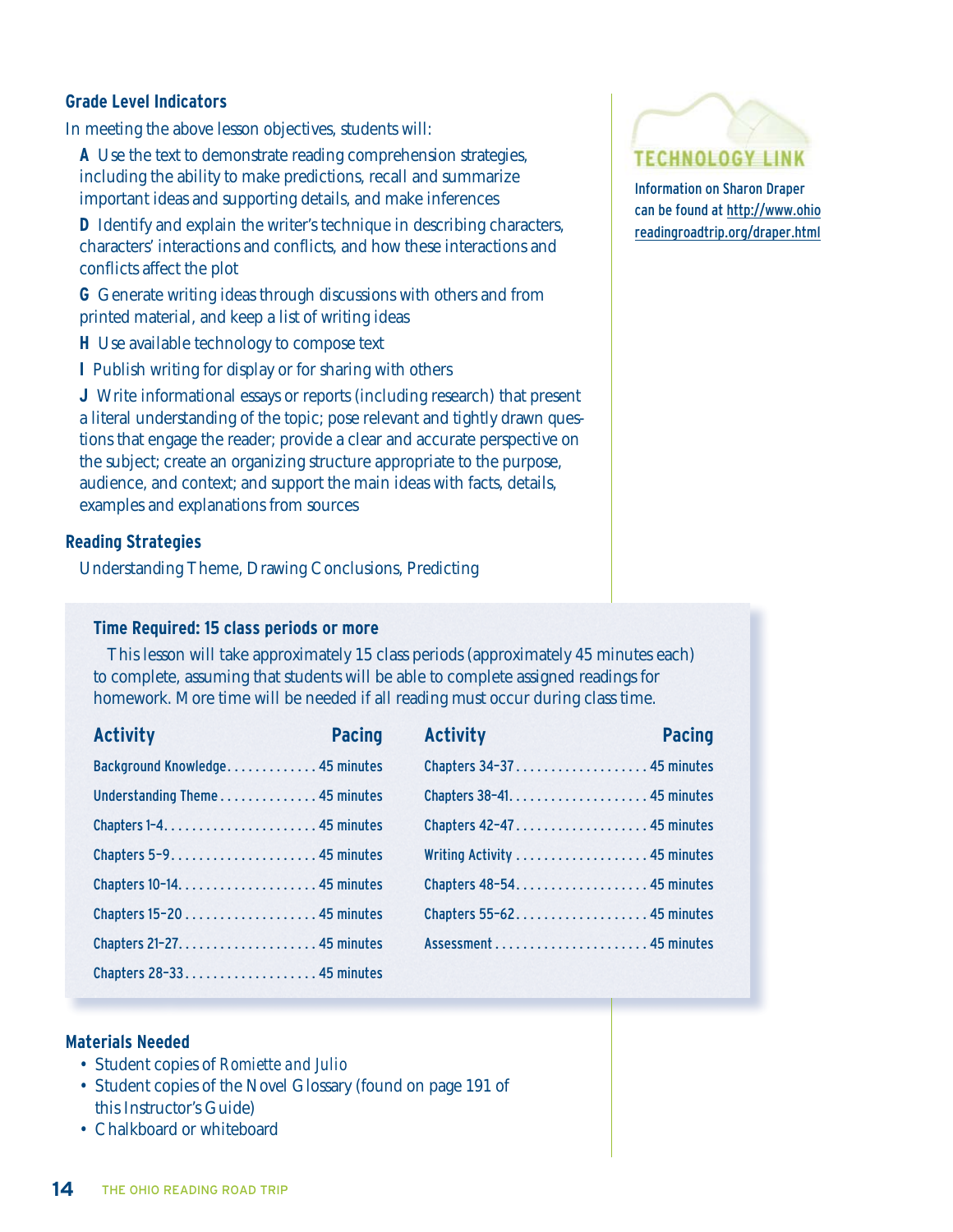### Grade Level Indicators

In meeting the above lesson objectives, students will:

**A** Use the text to demonstrate reading comprehension strategies, including the ability to make predictions, recall and summarize important ideas and supporting details, and make inferences

**D** Identify and explain the writer's technique in describing characters, characters' interactions and conflicts, and how these interactions and conflicts affect the plot

**G** Generate writing ideas through discussions with others and from printed material, and keep a list of writing ideas

**H** Use available technology to compose text

**I** Publish writing for display or for sharing with others

**J** Write informational essays or reports (including research) that present a literal understanding of the topic; pose relevant and tightly drawn questions that engage the reader; provide a clear and accurate perspective on the subject; create an organizing structure appropriate to the purpose, audience, and context; and support the main ideas with facts, details, examples and explanations from sources

### Reading Strategies

Understanding Theme, Drawing Conclusions, Predicting

**TECHNOLOGY LINK**

Information on Sharon Draper can be found at http://www.ohioreadingroadtrip.org/draper.html

### Time Required: 15 class periods or more

This lesson will take approximately 15 class periods (approximately 45 minutes each) to complete, assuming that students will be able to complete assigned readings for homework. More time will be needed if all reading must occur during class time.

| Activity | Pacing |
|---|---|
| Background Knowledge | 45 minutes |
| Understanding Theme | 45 minutes |
| Chapters 1–4 | 45 minutes |
| Chapters 5–9 | 45 minutes |
| Chapters 10–14 | 45 minutes |
| Chapters 15–20 | 45 minutes |
| Chapters 21–27 | 45 minutes |
| Chapters 28–33 | 45 minutes |
| Chapters 34–37 | 45 minutes |
| Chapters 38–41 | 45 minutes |
| Chapters 42–47 | 45 minutes |
| Writing Activity | 45 minutes |
| Chapters 48–54 | 45 minutes |
| Chapters 55–62 | 45 minutes |
| Assessment | 45 minutes |

### Materials Needed

- Student copies of *Romiette and Julio*
- Student copies of the Novel Glossary (found on page 191 of this Instructor's Guide)
- Chalkboard or whiteboard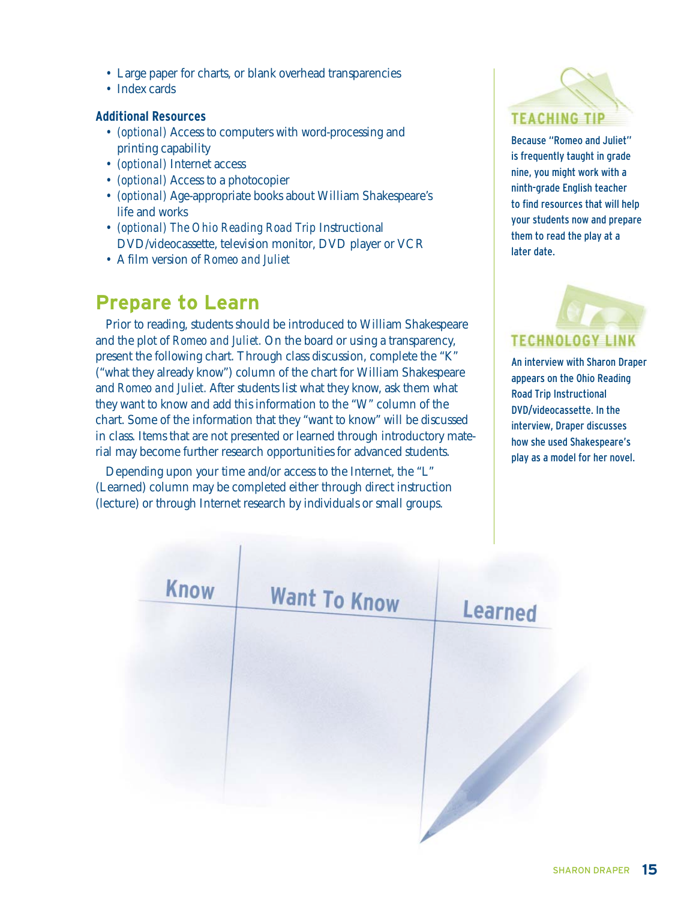- Large paper for charts, or blank overhead transparencies
- Index cards

**Additional Resources**

- *(optional)* Access to computers with word-processing and printing capability
- *(optional)* Internet access
- *(optional)* Access to a photocopier
- *(optional)* Age-appropriate books about William Shakespeare's life and works
- *(optional) The Ohio Reading Road Trip* Instructional DVD/videocassette, television monitor, DVD player or VCR
- A film version of *Romeo and Juliet*

## Prepare to Learn

Prior to reading, students should be introduced to William Shakespeare and the plot of *Romeo and Juliet.* On the board or using a transparency, present the following chart. Through class discussion, complete the "K" ("what they already know") column of the chart for William Shakespeare and *Romeo and Juliet.* After students list what they know, ask them what they want to know and add this information to the "W" column of the chart. Some of the information that they "want to know" will be discussed in class. Items that are not presented or learned through introductory material may become further research opportunities for advanced students.

Depending upon your time and/or access to the Internet, the "L" (Learned) column may be completed either through direct instruction (lecture) or through Internet research by individuals or small groups.

| Know | Want To Know | Learned |
| --- | --- | --- |
| | | |

**TEACHING TIP**

Because "Romeo and Juliet" is frequently taught in grade nine, you might work with a ninth-grade English teacher to find resources that will help your students now and prepare them to read the play at a later date.

**TECHNOLOGY LINK**

An interview with Sharon Draper appears on the Ohio Reading Road Trip Instructional DVD/videocassette. In the interview, Draper discusses how she used Shakespeare's play as a model for her novel.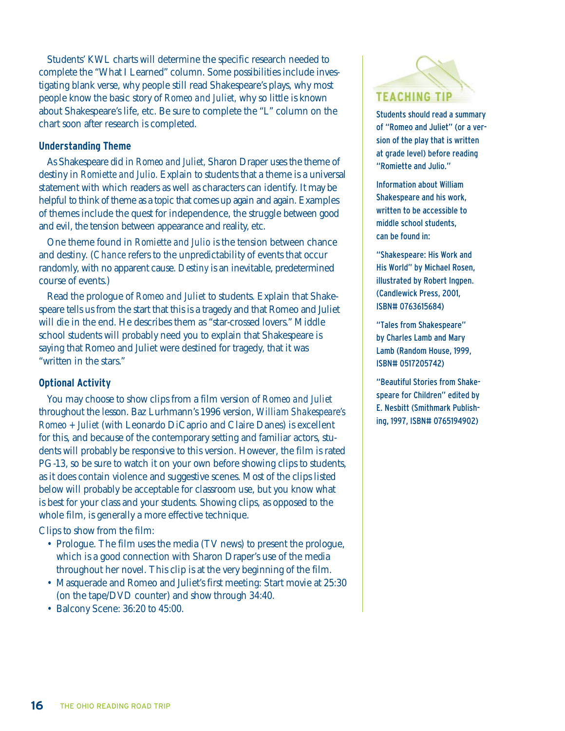Students' KWL charts will determine the specific research needed to complete the "What I Learned" column. Some possibilities include investigating blank verse, why people still read Shakespeare's plays, why most people know the basic story of *Romeo and Juliet,* why so little is known about Shakespeare's life, etc. Be sure to complete the "L" column on the chart soon after research is completed.

### Understanding Theme

As Shakespeare did in *Romeo and Juliet,* Sharon Draper uses the theme of destiny in *Romiette and Julio.* Explain to students that a theme is a universal statement with which readers as well as characters can identify. It may be helpful to think of theme as a topic that comes up again and again. Examples of themes include the quest for independence, the struggle between good and evil, the tension between appearance and reality, etc.

One theme found in *Romiette and Julio* is the tension between chance and destiny. (*Chance* refers to the unpredictability of events that occur randomly, with no apparent cause. *Destiny* is an inevitable, predetermined course of events.)

Read the prologue of *Romeo and Juliet* to students. Explain that Shakespeare tells us from the start that this is a tragedy and that Romeo and Juliet will die in the end. He describes them as "star-crossed lovers." Middle school students will probably need you to explain that Shakespeare is saying that Romeo and Juliet were destined for tragedy, that it was "written in the stars."

### Optional Activity

You may choose to show clips from a film version of *Romeo and Juliet* throughout the lesson. Baz Lurhmann's 1996 version, *William Shakespeare's Romeo + Juliet* (with Leonardo DiCaprio and Claire Danes) is excellent for this, and because of the contemporary setting and familiar actors, students will probably be responsive to this version. However, the film is rated PG-13, so be sure to watch it on your own before showing clips to students, as it does contain violence and suggestive scenes. Most of the clips listed below will probably be acceptable for classroom use, but you know what is best for your class and your students. Showing clips, as opposed to the whole film, is generally a more effective technique.

Clips to show from the film:

- Prologue. The film uses the media (TV news) to present the prologue, which is a good connection with Sharon Draper's use of the media throughout her novel. This clip is at the very beginning of the film.
- Masquerade and Romeo and Juliet's first meeting: Start movie at 25:30 (on the tape/DVD counter) and show through 34:40.
- Balcony Scene: 36:20 to 45:00.

### TEACHING TIP

Students should read a summary of "Romeo and Juliet" (or a version of the play that is written at grade level) before reading "Romiette and Julio."

Information about William Shakespeare and his work, written to be accessible to middle school students, can be found in:

"Shakespeare: His Work and His World" by Michael Rosen, illustrated by Robert Ingpen. (Candlewick Press, 2001, ISBN# 0763615684)

"Tales from Shakespeare" by Charles Lamb and Mary Lamb (Random House, 1999, ISBN# 0517205742)

"Beautiful Stories from Shakespeare for Children" edited by E. Nesbitt (Smithmark Publishing, 1997, ISBN# 0765194902)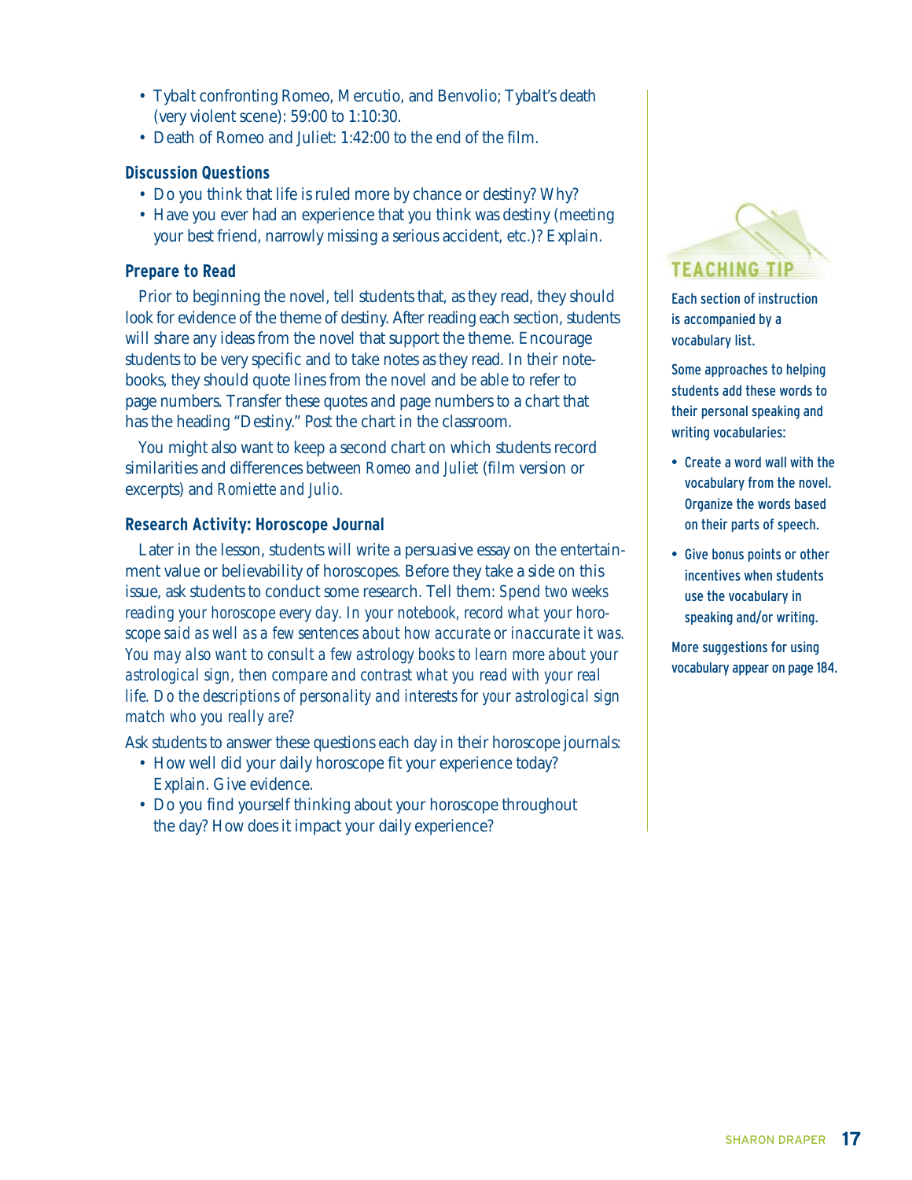- Tybalt confronting Romeo, Mercutio, and Benvolio; Tybalt's death (very violent scene): 59:00 to 1:10:30.
- Death of Romeo and Juliet: 1:42:00 to the end of the film.

### Discussion Questions

- Do you think that life is ruled more by chance or destiny? Why?
- Have you ever had an experience that you think was destiny (meeting your best friend, narrowly missing a serious accident, etc.)? Explain.

### Prepare to Read

Prior to beginning the novel, tell students that, as they read, they should look for evidence of the theme of destiny. After reading each section, students will share any ideas from the novel that support the theme. Encourage students to be very specific and to take notes as they read. In their notebooks, they should quote lines from the novel and be able to refer to page numbers. Transfer these quotes and page numbers to a chart that has the heading "Destiny." Post the chart in the classroom.

You might also want to keep a second chart on which students record similarities and differences between *Romeo and Juliet* (film version or excerpts) and *Romiette and Julio.*

### Research Activity: Horoscope Journal

Later in the lesson, students will write a persuasive essay on the entertainment value or believability of horoscopes. Before they take a side on this issue, ask students to conduct some research. Tell them: *Spend two weeks reading your horoscope every day. In your notebook, record what your horoscope said as well as a few sentences about how accurate or inaccurate it was. You may also want to consult a few astrology books to learn more about your astrological sign, then compare and contrast what you read with your real life. Do the descriptions of personality and interests for your astrological sign match who you really are?*

Ask students to answer these questions each day in their horoscope journals:

- How well did your daily horoscope fit your experience today? Explain. Give evidence.
- Do you find yourself thinking about your horoscope throughout the day? How does it impact your daily experience?

#### TEACHING TIP

Each section of instruction is accompanied by a vocabulary list.

Some approaches to helping students add these words to their personal speaking and writing vocabularies:

- Create a word wall with the vocabulary from the novel. Organize the words based on their parts of speech.
- Give bonus points or other incentives when students use the vocabulary in speaking and/or writing.

More suggestions for using vocabulary appear on page 184.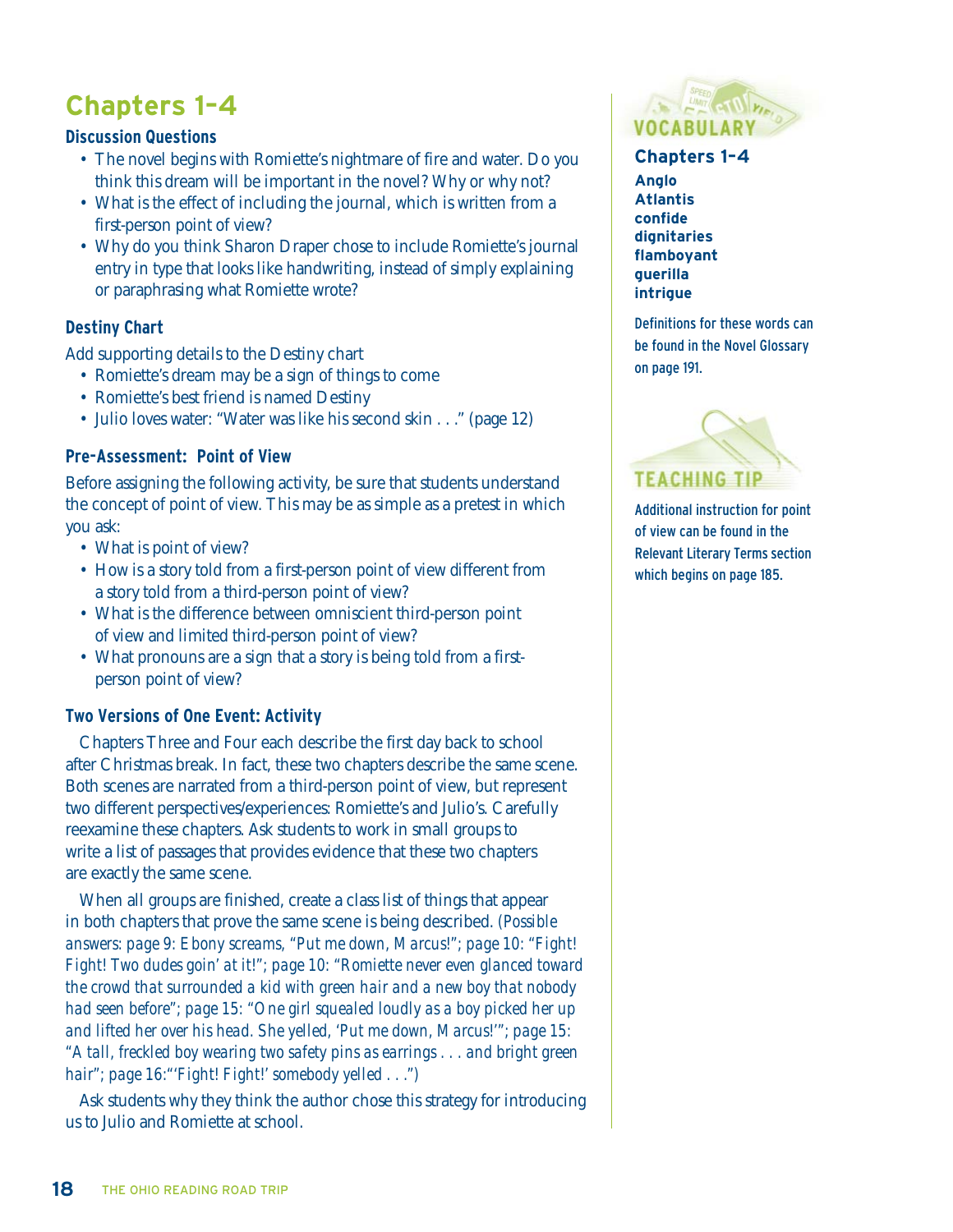# Chapters 1–4

### Discussion Questions

- The novel begins with Romiette's nightmare of fire and water. Do you think this dream will be important in the novel? Why or why not?
- What is the effect of including the journal, which is written from a first-person point of view?
- Why do you think Sharon Draper chose to include Romiette's journal entry in type that looks like handwriting, instead of simply explaining or paraphrasing what Romiette wrote?

### Destiny Chart

Add supporting details to the Destiny chart

- Romiette's dream may be a sign of things to come
- Romiette's best friend is named Destiny
- Julio loves water: "Water was like his second skin . . ." (page 12)

### Pre-Assessment: Point of View

Before assigning the following activity, be sure that students understand the concept of point of view. This may be as simple as a pretest in which you ask:

- What is point of view?
- How is a story told from a first-person point of view different from a story told from a third-person point of view?
- What is the difference between omniscient third-person point of view and limited third-person point of view?
- What pronouns are a sign that a story is being told from a first-person point of view?

### Two Versions of One Event: Activity

Chapters Three and Four each describe the first day back to school after Christmas break. In fact, these two chapters describe the same scene. Both scenes are narrated from a third-person point of view, but represent two different perspectives/experiences: Romiette's and Julio's. Carefully reexamine these chapters. Ask students to work in small groups to write a list of passages that provides evidence that these two chapters are exactly the same scene.

When all groups are finished, create a class list of things that appear in both chapters that prove the same scene is being described. *(Possible answers: page 9: Ebony screams, "Put me down, Marcus!"; page 10: "Fight! Fight! Two dudes goin' at it!"; page 10: "Romiette never even glanced toward the crowd that surrounded a kid with green hair and a new boy that nobody had seen before"; page 15: "One girl squealed loudly as a boy picked her up and lifted her over his head. She yelled, 'Put me down, Marcus!'"; page 15: "A tall, freckled boy wearing two safety pins as earrings . . . and bright green hair"; page 16:"'Fight! Fight!' somebody yelled . . .")*

Ask students why they think the author chose this strategy for introducing us to Julio and Romiette at school.

## VOCABULARY

### Chapters 1–4

**Anglo**
**Atlantis**
**confide**
**dignitaries**
**flamboyant**
**guerilla**
**intrigue**

Definitions for these words can be found in the Novel Glossary on page 191.

## TEACHING TIP

Additional instruction for point of view can be found in the Relevant Literary Terms section which begins on page 185.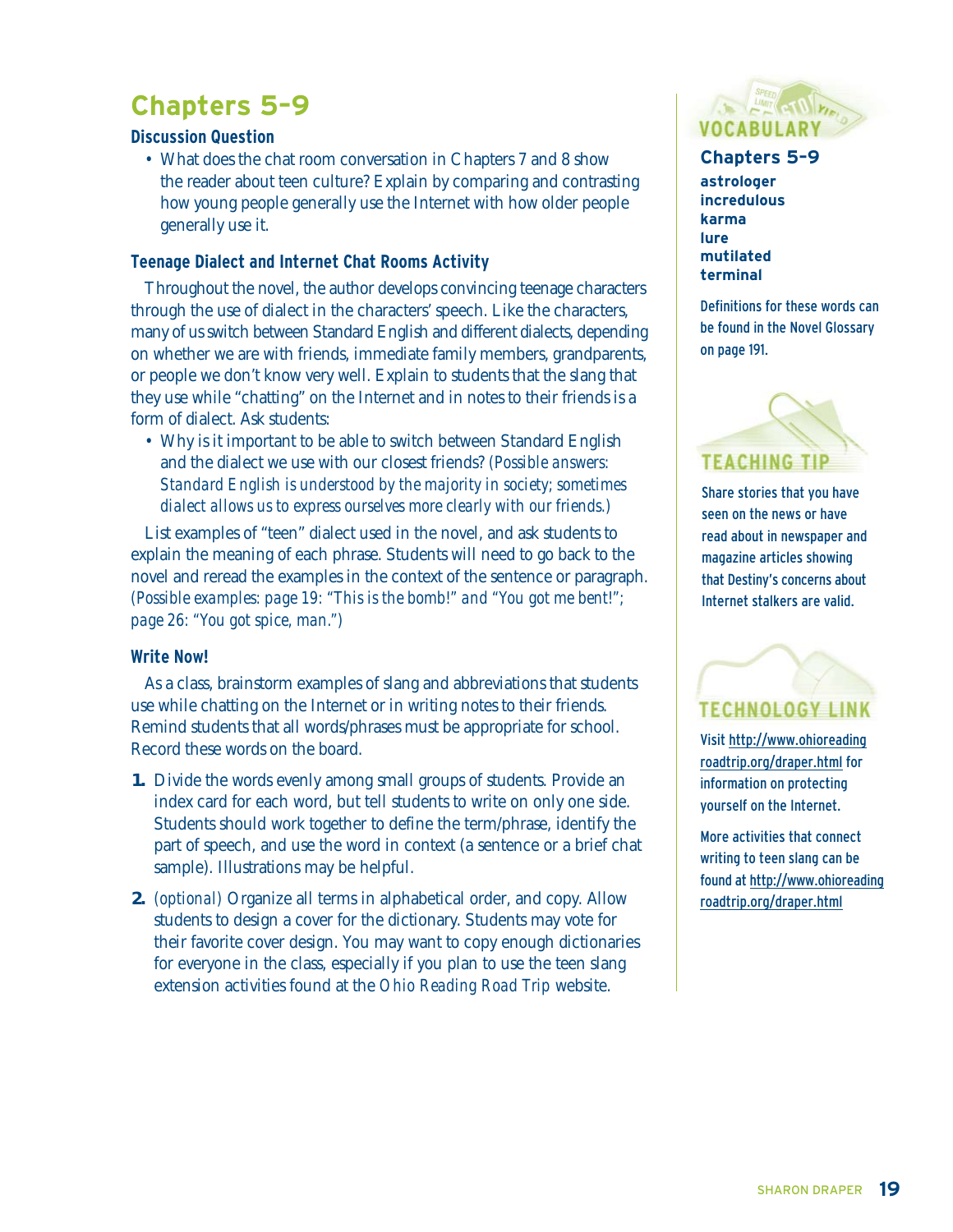# Chapters 5–9

### Discussion Question

- What does the chat room conversation in Chapters 7 and 8 show the reader about teen culture? Explain by comparing and contrasting how young people generally use the Internet with how older people generally use it.

### Teenage Dialect and Internet Chat Rooms Activity

Throughout the novel, the author develops convincing teenage characters through the use of dialect in the characters' speech. Like the characters, many of us switch between Standard English and different dialects, depending on whether we are with friends, immediate family members, grandparents, or people we don't know very well. Explain to students that the slang that they use while "chatting" on the Internet and in notes to their friends is a form of dialect. Ask students:

- Why is it important to be able to switch between Standard English and the dialect we use with our closest friends? *(Possible answers: Standard English is understood by the majority in society; sometimes dialect allows us to express ourselves more clearly with our friends.)*

List examples of "teen" dialect used in the novel, and ask students to explain the meaning of each phrase. Students will need to go back to the novel and reread the examples in the context of the sentence or paragraph. *(Possible examples: page 19: "This is the bomb!" and "You got me bent!"; page 26: "You got spice, man.")*

### Write Now!

As a class, brainstorm examples of slang and abbreviations that students use while chatting on the Internet or in writing notes to their friends. Remind students that all words/phrases must be appropriate for school. Record these words on the board.

1. Divide the words evenly among small groups of students. Provide an index card for each word, but tell students to write on only one side. Students should work together to define the term/phrase, identify the part of speech, and use the word in context (a sentence or a brief chat sample). Illustrations may be helpful.
2. *(optional)* Organize all terms in alphabetical order, and copy. Allow students to design a cover for the dictionary. Students may vote for their favorite cover design. You may want to copy enough dictionaries for everyone in the class, especially if you plan to use the teen slang extension activities found at the *Ohio Reading Road Trip* website.

## VOCABULARY

### Chapters 5–9

**astrologer**
**incredulous**
**karma**
**lure**
**mutilated**
**terminal**

Definitions for these words can be found in the Novel Glossary on page 191.

## TEACHING TIP

Share stories that you have seen on the news or have read about in newspaper and magazine articles showing that Destiny's concerns about Internet stalkers are valid.

## TECHNOLOGY LINK

Visit http://www.ohioreadingroadtrip.org/draper.html for information on protecting yourself on the Internet.

More activities that connect writing to teen slang can be found at http://www.ohioreadingroadtrip.org/draper.html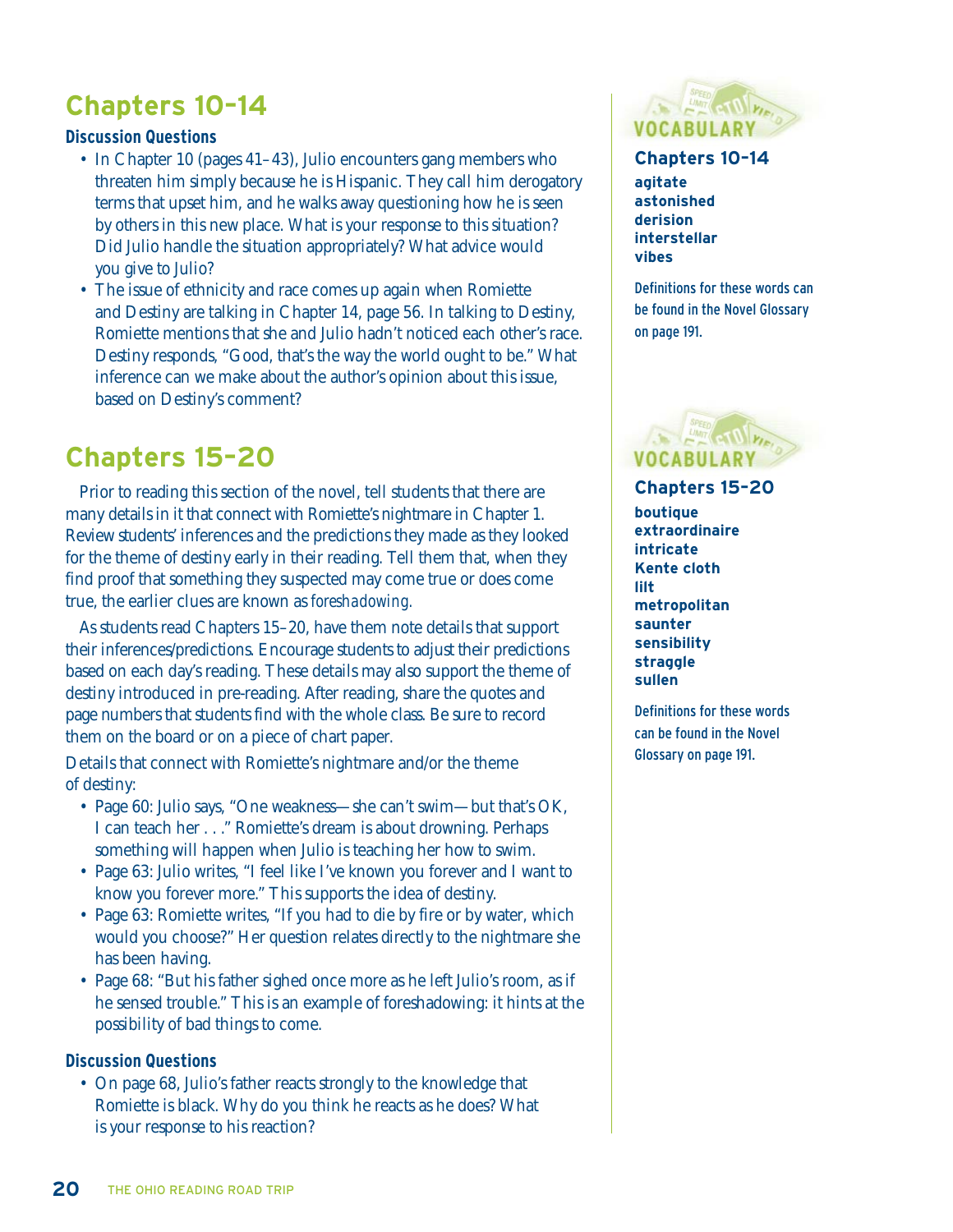## Chapters 10–14

### Discussion Questions

- In Chapter 10 (pages 41–43), Julio encounters gang members who threaten him simply because he is Hispanic. They call him derogatory terms that upset him, and he walks away questioning how he is seen by others in this new place. What is your response to this situation? Did Julio handle the situation appropriately? What advice would you give to Julio?
- The issue of ethnicity and race comes up again when Romiette and Destiny are talking in Chapter 14, page 56. In talking to Destiny, Romiette mentions that she and Julio hadn't noticed each other's race. Destiny responds, "Good, that's the way the world ought to be." What inference can we make about the author's opinion about this issue, based on Destiny's comment?

## Chapters 15–20

Prior to reading this section of the novel, tell students that there are many details in it that connect with Romiette's nightmare in Chapter 1. Review students' inferences and the predictions they made as they looked for the theme of destiny early in their reading. Tell them that, when they find proof that something they suspected may come true or does come true, the earlier clues are known as *foreshadowing*.

As students read Chapters 15–20, have them note details that support their inferences/predictions. Encourage students to adjust their predictions based on each day's reading. These details may also support the theme of destiny introduced in pre-reading. After reading, share the quotes and page numbers that students find with the whole class. Be sure to record them on the board or on a piece of chart paper.

Details that connect with Romiette's nightmare and/or the theme of destiny:

- Page 60: Julio says, "One weakness—she can't swim—but that's OK, I can teach her . . ." Romiette's dream is about drowning. Perhaps something will happen when Julio is teaching her how to swim.
- Page 63: Julio writes, "I feel like I've known you forever and I want to know you forever more." This supports the idea of destiny.
- Page 63: Romiette writes, "If you had to die by fire or by water, which would you choose?" Her question relates directly to the nightmare she has been having.
- Page 68: "But his father sighed once more as he left Julio's room, as if he sensed trouble." This is an example of foreshadowing: it hints at the possibility of bad things to come.

### Discussion Questions

- On page 68, Julio's father reacts strongly to the knowledge that Romiette is black. Why do you think he reacts as he does? What is your response to his reaction?

### VOCABULARY

**Chapters 10–14**

**agitate**
**astonished**
**derision**
**interstellar**
**vibes**

Definitions for these words can be found in the Novel Glossary on page 191.

### VOCABULARY

**Chapters 15–20**

**boutique**
**extraordinaire**
**intricate**
**Kente cloth**
**lilt**
**metropolitan**
**saunter**
**sensibility**
**straggle**
**sullen**

Definitions for these words can be found in the Novel Glossary on page 191.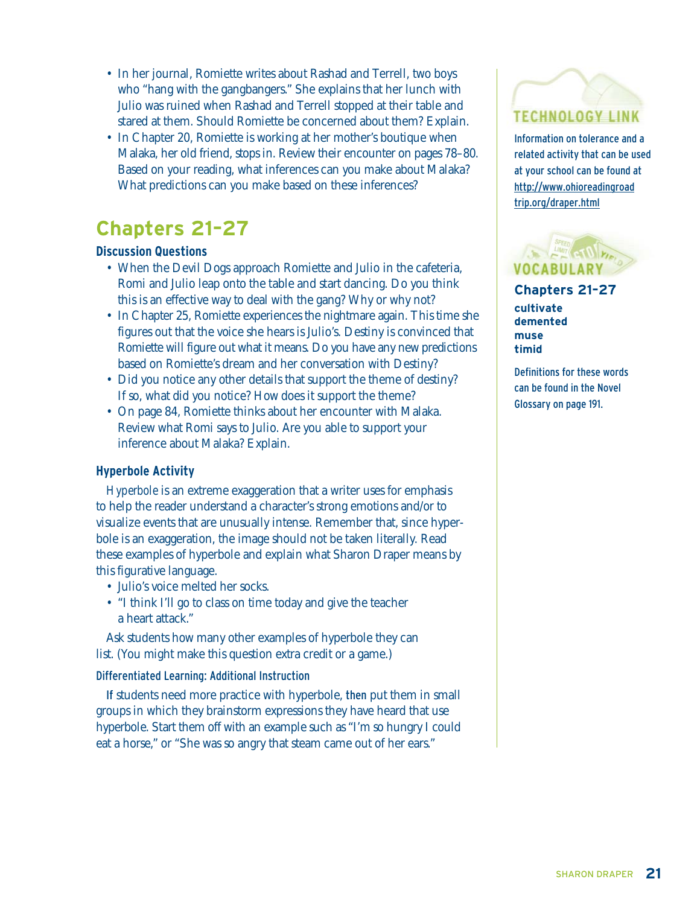- In her journal, Romiette writes about Rashad and Terrell, two boys who "hang with the gangbangers." She explains that her lunch with Julio was ruined when Rashad and Terrell stopped at their table and stared at them. Should Romiette be concerned about them? Explain.
- In Chapter 20, Romiette is working at her mother's boutique when Malaka, her old friend, stops in. Review their encounter on pages 78–80. Based on your reading, what inferences can you make about Malaka? What predictions can you make based on these inferences?

## Chapters 21–27

### Discussion Questions

- When the Devil Dogs approach Romiette and Julio in the cafeteria, Romi and Julio leap onto the table and start dancing. Do you think this is an effective way to deal with the gang? Why or why not?
- In Chapter 25, Romiette experiences the nightmare again. This time she figures out that the voice she hears is Julio's. Destiny is convinced that Romiette will figure out what it means. Do you have any new predictions based on Romiette's dream and her conversation with Destiny?
- Did you notice any other details that support the theme of destiny? If so, what did you notice? How does it support the theme?
- On page 84, Romiette thinks about her encounter with Malaka. Review what Romi says to Julio. Are you able to support your inference about Malaka? Explain.

### Hyperbole Activity

*Hyperbole* is an extreme exaggeration that a writer uses for emphasis to help the reader understand a character's strong emotions and/or to visualize events that are unusually intense. Remember that, since hyperbole is an exaggeration, the image should not be taken literally. Read these examples of hyperbole and explain what Sharon Draper means by this figurative language.

- Julio's voice melted her socks.
- "I think I'll go to class on time today and give the teacher a heart attack."

Ask students how many other examples of hyperbole they can list. (You might make this question extra credit or a game.)

#### Differentiated Learning: Additional Instruction

**If** students need more practice with hyperbole, **then** put them in small groups in which they brainstorm expressions they have heard that use hyperbole. Start them off with an example such as "I'm so hungry I could eat a horse," or "She was so angry that steam came out of her ears."

### TECHNOLOGY LINK

Information on tolerance and a related activity that can be used at your school can be found at http://www.ohioreadingroadtrip.org/draper.html

### VOCABULARY

**Chapters 21–27**

**cultivate**
**demented**
**muse**
**timid**

Definitions for these words can be found in the Novel Glossary on page 191.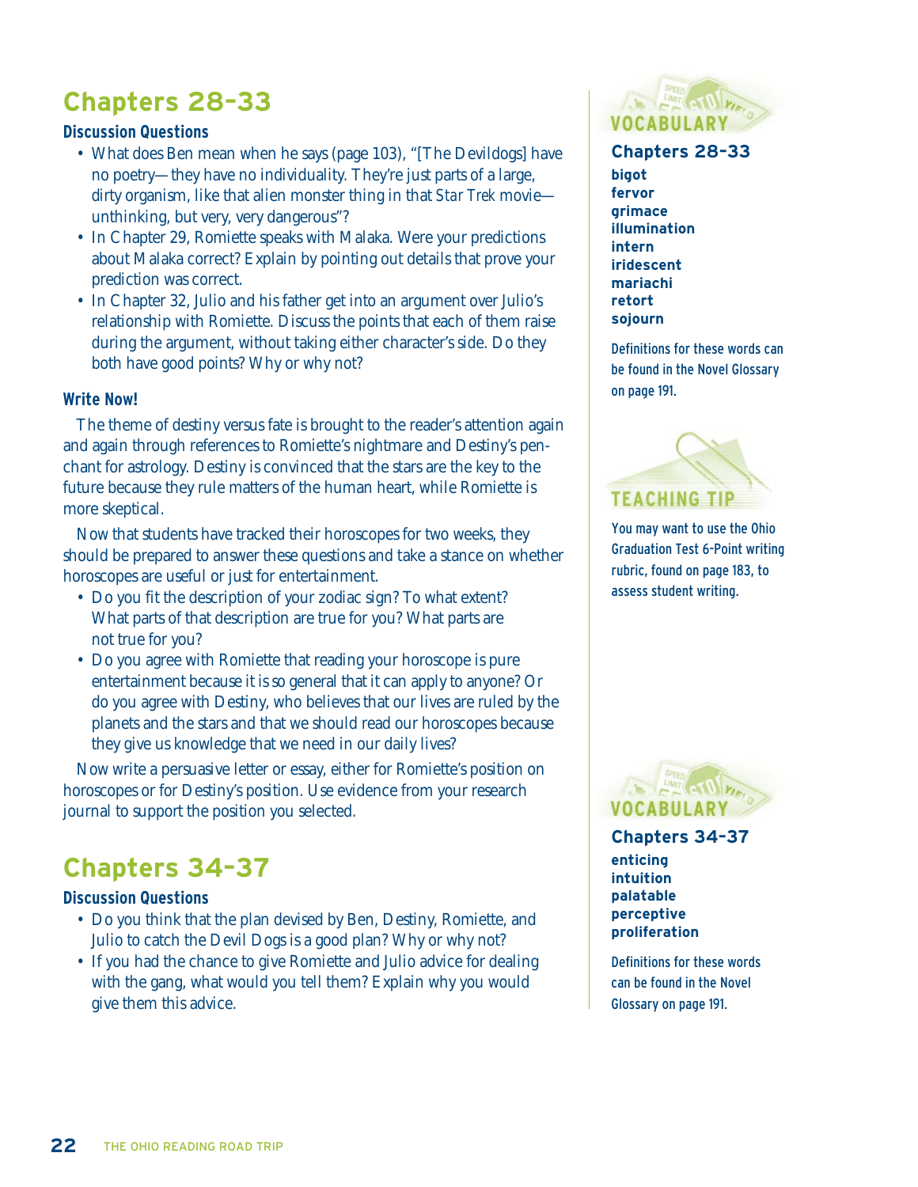## Chapters 28–33

### Discussion Questions

- What does Ben mean when he says (page 103), "[The Devildogs] have no poetry—they have no individuality. They're just parts of a large, dirty organism, like that alien monster thing in that *Star Trek* movie—unthinking, but very, very dangerous"?
- In Chapter 29, Romiette speaks with Malaka. Were your predictions about Malaka correct? Explain by pointing out details that prove your prediction was correct.
- In Chapter 32, Julio and his father get into an argument over Julio's relationship with Romiette. Discuss the points that each of them raise during the argument, without taking either character's side. Do they both have good points? Why or why not?

### Write Now!

The theme of destiny versus fate is brought to the reader's attention again and again through references to Romiette's nightmare and Destiny's penchant for astrology. Destiny is convinced that the stars are the key to the future because they rule matters of the human heart, while Romiette is more skeptical.

Now that students have tracked their horoscopes for two weeks, they should be prepared to answer these questions and take a stance on whether horoscopes are useful or just for entertainment.

- Do you fit the description of your zodiac sign? To what extent? What parts of that description are true for you? What parts are not true for you?
- Do you agree with Romiette that reading your horoscope is pure entertainment because it is so general that it can apply to anyone? Or do you agree with Destiny, who believes that our lives are ruled by the planets and the stars and that we should read our horoscopes because they give us knowledge that we need in our daily lives?

Now write a persuasive letter or essay, either for Romiette's position on horoscopes or for Destiny's position. Use evidence from your research journal to support the position you selected.

## Chapters 34–37

### Discussion Questions

- Do you think that the plan devised by Ben, Destiny, Romiette, and Julio to catch the Devil Dogs is a good plan? Why or why not?
- If you had the chance to give Romiette and Julio advice for dealing with the gang, what would you tell them? Explain why you would give them this advice.

### VOCABULARY

**Chapters 28–33**

**bigot**
**fervor**
**grimace**
**illumination**
**intern**
**iridescent**
**mariachi**
**retort**
**sojourn**

Definitions for these words can be found in the Novel Glossary on page 191.

### TEACHING TIP

You may want to use the Ohio Graduation Test 6-Point writing rubric, found on page 183, to assess student writing.

### VOCABULARY

**Chapters 34–37**

**enticing**
**intuition**
**palatable**
**perceptive**
**proliferation**

Definitions for these words can be found in the Novel Glossary on page 191.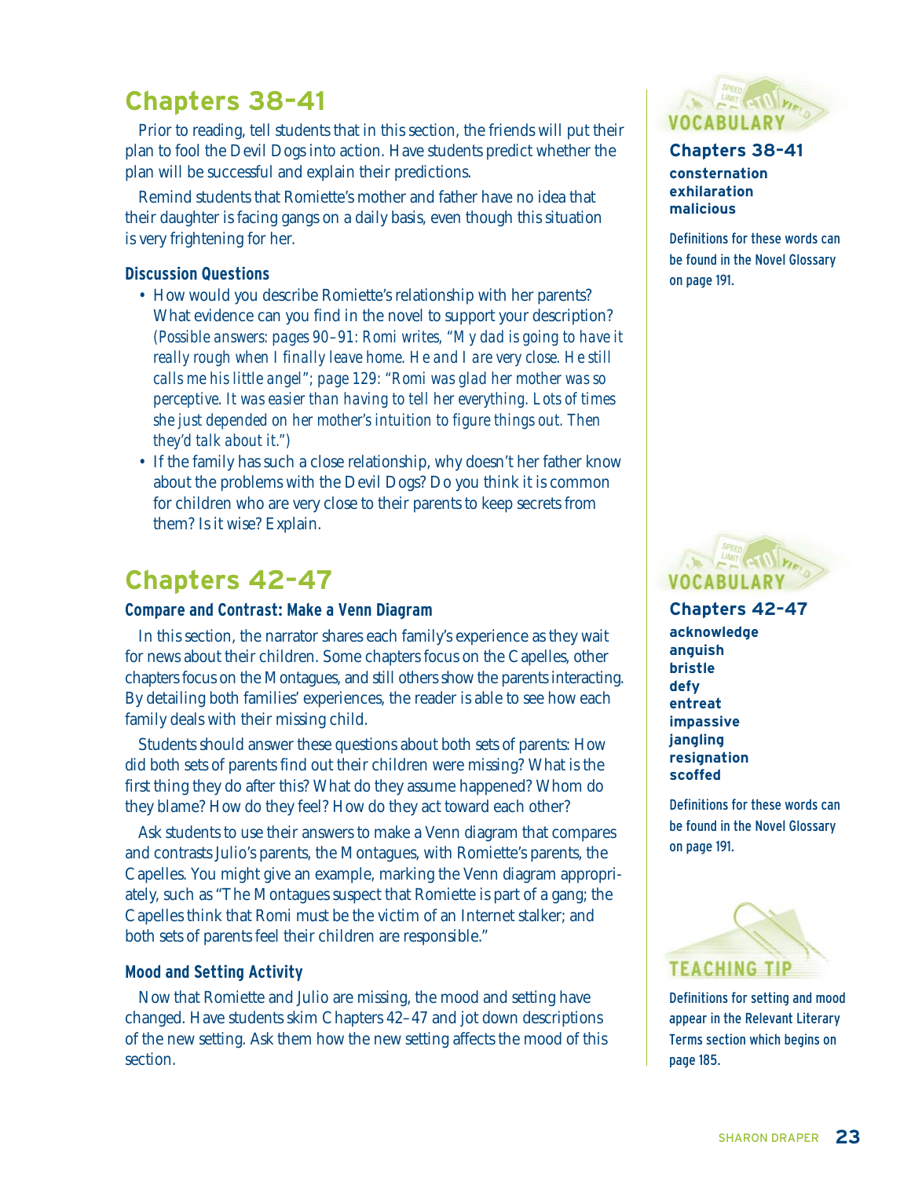## Chapters 38–41

Prior to reading, tell students that in this section, the friends will put their plan to fool the Devil Dogs into action. Have students predict whether the plan will be successful and explain their predictions.

Remind students that Romiette's mother and father have no idea that their daughter is facing gangs on a daily basis, even though this situation is very frightening for her.

### Discussion Questions

- How would you describe Romiette's relationship with her parents? What evidence can you find in the novel to support your description? *(Possible answers: pages 90–91: Romi writes, "My dad is going to have it really rough when I finally leave home. He and I are very close. He still calls me his little angel"; page 129: "Romi was glad her mother was so perceptive. It was easier than having to tell her everything. Lots of times she just depended on her mother's intuition to figure things out. Then they'd talk about it.")*
- If the family has such a close relationship, why doesn't her father know about the problems with the Devil Dogs? Do you think it is common for children who are very close to their parents to keep secrets from them? Is it wise? Explain.

**VOCABULARY**

**Chapters 38–41**

**consternation**
**exhilaration**
**malicious**

Definitions for these words can be found in the Novel Glossary on page 191.

## Chapters 42–47

### Compare and Contrast: Make a Venn Diagram

In this section, the narrator shares each family's experience as they wait for news about their children. Some chapters focus on the Capelles, other chapters focus on the Montagues, and still others show the parents interacting. By detailing both families' experiences, the reader is able to see how each family deals with their missing child.

Students should answer these questions about both sets of parents: How did both sets of parents find out their children were missing? What is the first thing they do after this? What do they assume happened? Whom do they blame? How do they feel? How do they act toward each other?

Ask students to use their answers to make a Venn diagram that compares and contrasts Julio's parents, the Montagues, with Romiette's parents, the Capelles. You might give an example, marking the Venn diagram appropriately, such as "The Montagues suspect that Romiette is part of a gang; the Capelles think that Romi must be the victim of an Internet stalker; and both sets of parents feel their children are responsible."

### Mood and Setting Activity

Now that Romiette and Julio are missing, the mood and setting have changed. Have students skim Chapters 42–47 and jot down descriptions of the new setting. Ask them how the new setting affects the mood of this section.

**VOCABULARY**

**Chapters 42–47**

**acknowledge**
**anguish**
**bristle**
**defy**
**entreat**
**impassive**
**jangling**
**resignation**
**scoffed**

Definitions for these words can be found in the Novel Glossary on page 191.

**TEACHING TIP**

Definitions for setting and mood appear in the Relevant Literary Terms section which begins on page 185.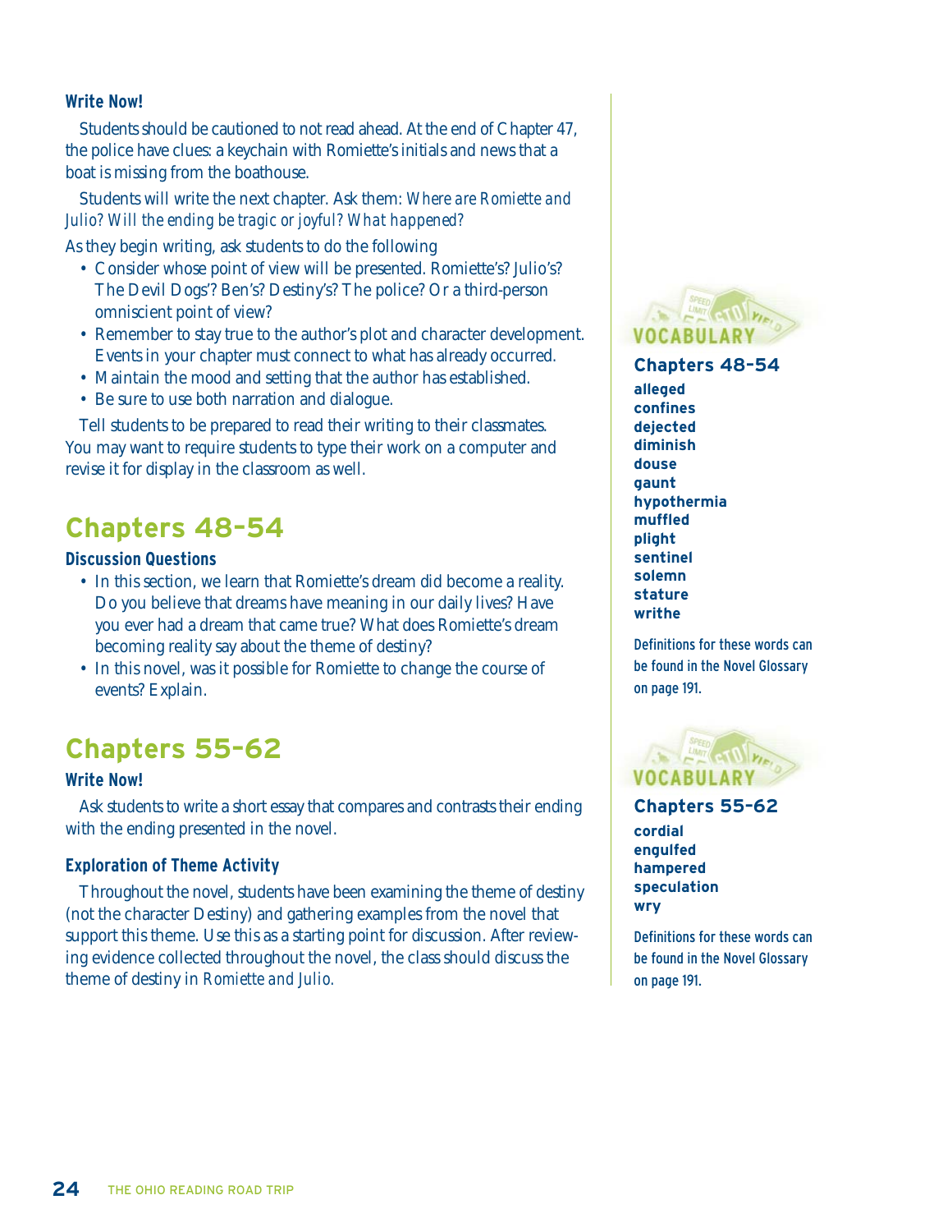### Write Now!

Students should be cautioned to not read ahead. At the end of Chapter 47, the police have clues: a keychain with Romiette's initials and news that a boat is missing from the boathouse.

Students will write the next chapter. Ask them: *Where are Romiette and Julio? Will the ending be tragic or joyful? What happened?*

As they begin writing, ask students to do the following

- Consider whose point of view will be presented. Romiette's? Julio's? The Devil Dogs'? Ben's? Destiny's? The police? Or a third-person omniscient point of view?
- Remember to stay true to the author's plot and character development. Events in your chapter must connect to what has already occurred.
- Maintain the mood and setting that the author has established.
- Be sure to use both narration and dialogue.

Tell students to be prepared to read their writing to their classmates. You may want to require students to type their work on a computer and revise it for display in the classroom as well.

## Chapters 48–54

### Discussion Questions

- In this section, we learn that Romiette's dream did become a reality. Do you believe that dreams have meaning in our daily lives? Have you ever had a dream that came true? What does Romiette's dream becoming reality say about the theme of destiny?
- In this novel, was it possible for Romiette to change the course of events? Explain.

## Chapters 55–62

### Write Now!

Ask students to write a short essay that compares and contrasts their ending with the ending presented in the novel.

### Exploration of Theme Activity

Throughout the novel, students have been examining the theme of destiny (not the character Destiny) and gathering examples from the novel that support this theme. Use this as a starting point for discussion. After reviewing evidence collected throughout the novel, the class should discuss the theme of destiny in *Romiette and Julio*.

---

**VOCABULARY**

**Chapters 48–54**

**alleged**
**confines**
**dejected**
**diminish**
**douse**
**gaunt**
**hypothermia**
**muffled**
**plight**
**sentinel**
**solemn**
**stature**
**writhe**

Definitions for these words can be found in the Novel Glossary on page 191.

**VOCABULARY**

**Chapters 55–62**

**cordial**
**engulfed**
**hampered**
**speculation**
**wry**

Definitions for these words can be found in the Novel Glossary on page 191.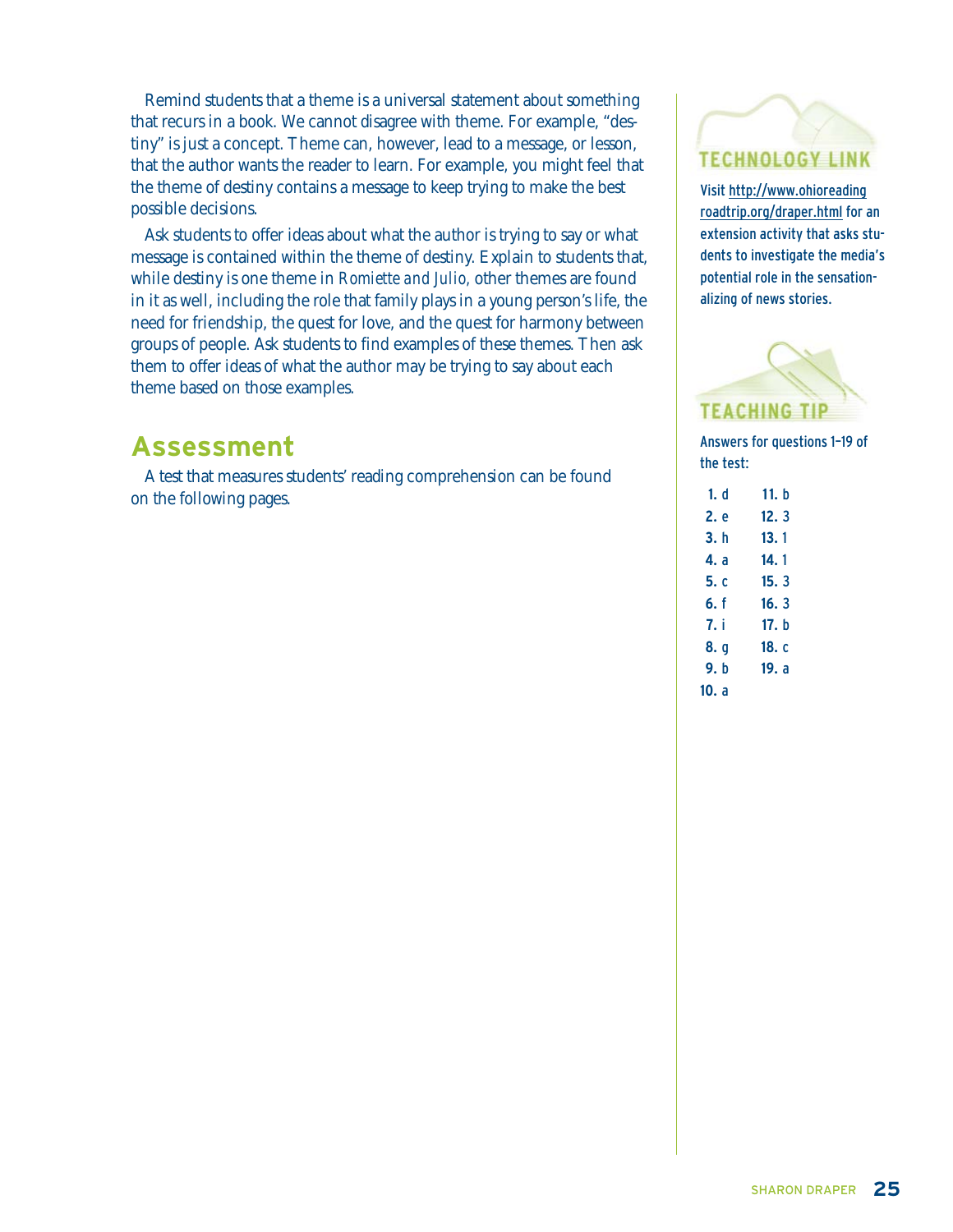Remind students that a theme is a universal statement about something that recurs in a book. We cannot disagree with theme. For example, "destiny" is just a concept. Theme can, however, lead to a message, or lesson, that the author wants the reader to learn. For example, you might feel that the theme of destiny contains a message to keep trying to make the best possible decisions.

Ask students to offer ideas about what the author is trying to say or what message is contained within the theme of destiny. Explain to students that, while destiny is one theme in *Romiette and Julio,* other themes are found in it as well, including the role that family plays in a young person's life, the need for friendship, the quest for love, and the quest for harmony between groups of people. Ask students to find examples of these themes. Then ask them to offer ideas of what the author may be trying to say about each theme based on those examples.

## Assessment

A test that measures students' reading comprehension can be found on the following pages.

### TECHNOLOGY LINK

Visit http://www.ohioreadingroadtrip.org/draper.html for an extension activity that asks students to investigate the media's potential role in the sensationalizing of news stories.

### TEACHING TIP

Answers for questions 1–19 of the test:

**1.** d
**2.** e
**3.** h
**4.** a
**5.** c
**6.** f
**7.** i
**8.** g
**9.** b
**10.** a
**11.** b
**12.** 3
**13.** 1
**14.** 1
**15.** 3
**16.** 3
**17.** b
**18.** c
**19.** a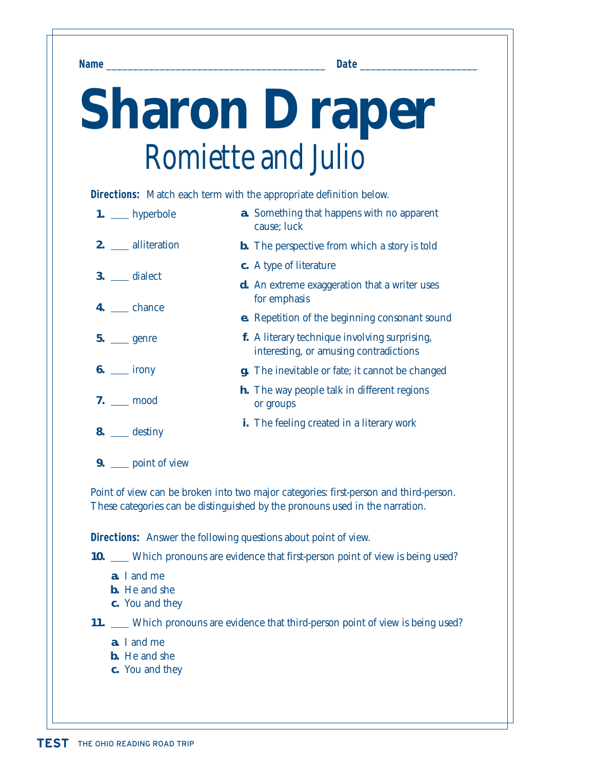Name ________________________________________ Date _____________________

# Sharon Draper

## Romiette and Julio

**Directions:** Match each term with the appropriate definition below.

**1.** ____ hyperbole

**2.** ____ alliteration

**3.** ____ dialect

**4.** ____ chance

**5.** ____ genre

**6.** ____ irony

**7.** ____ mood

**8.** ____ destiny

**9.** ____ point of view

**a.** Something that happens with no apparent cause; luck

**b.** The perspective from which a story is told

**c.** A type of literature

**d.** An extreme exaggeration that a writer uses for emphasis

**e.** Repetition of the beginning consonant sound

**f.** A literary technique involving surprising, interesting, or amusing contradictions

**g.** The inevitable or fate; it cannot be changed

**h.** The way people talk in different regions or groups

**i.** The feeling created in a literary work

Point of view can be broken into two major categories: first-person and third-person. These categories can be distinguished by the pronouns used in the narration.

**Directions:** Answer the following questions about point of view.

**10.** ____ Which pronouns are evidence that first-person point of view is being used?

**a.** I and me
**b.** He and she
**c.** You and they

**11.** ____ Which pronouns are evidence that third-person point of view is being used?

**a.** I and me
**b.** He and she
**c.** You and they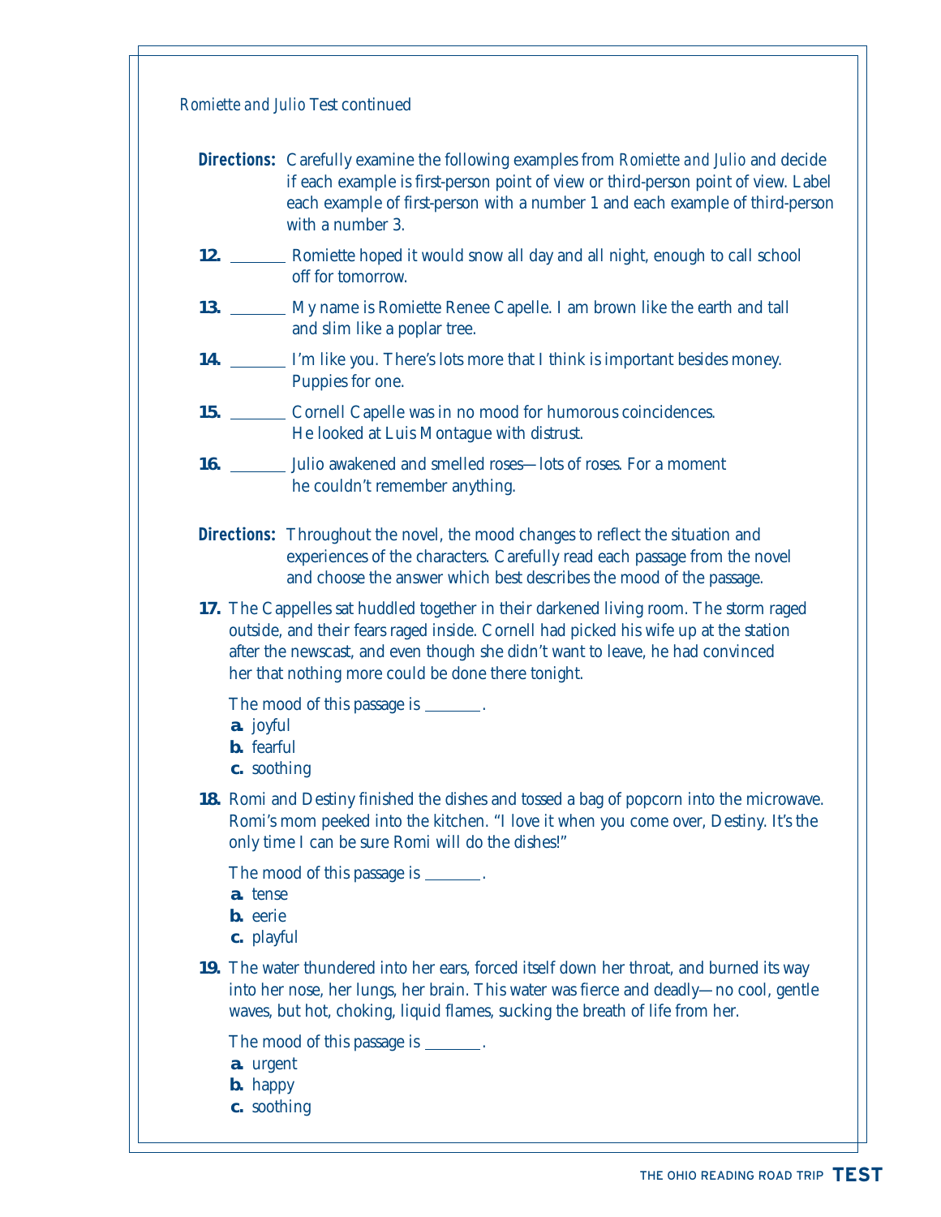*Romiette and Julio* Test continued

**Directions:** Carefully examine the following examples from *Romiette and Julio* and decide if each example is first-person point of view or third-person point of view. Label each example of first-person with a number 1 and each example of third-person with a number 3.

**12.** _______ Romiette hoped it would snow all day and all night, enough to call school off for tomorrow.

**13.** _______ My name is Romiette Renee Capelle. I am brown like the earth and tall and slim like a poplar tree.

**14.** _______ I'm like you. There's lots more that I think is important besides money. Puppies for one.

**15.** _______ Cornell Capelle was in no mood for humorous coincidences. He looked at Luis Montague with distrust.

**16.** _______ Julio awakened and smelled roses—lots of roses. For a moment he couldn't remember anything.

**Directions:** Throughout the novel, the mood changes to reflect the situation and experiences of the characters. Carefully read each passage from the novel and choose the answer which best describes the mood of the passage.

**17.** The Cappelles sat huddled together in their darkened living room. The storm raged outside, and their fears raged inside. Cornell had picked his wife up at the station after the newscast, and even though she didn't want to leave, he had convinced her that nothing more could be done there tonight.

The mood of this passage is _______.

**a.** joyful
**b.** fearful
**c.** soothing

**18.** Romi and Destiny finished the dishes and tossed a bag of popcorn into the microwave. Romi's mom peeked into the kitchen. "I love it when you come over, Destiny. It's the only time I can be sure Romi will do the dishes!"

The mood of this passage is _______.

**a.** tense
**b.** eerie
**c.** playful

**19.** The water thundered into her ears, forced itself down her throat, and burned its way into her nose, her lungs, her brain. This water was fierce and deadly—no cool, gentle waves, but hot, choking, liquid flames, sucking the breath of life from her.

The mood of this passage is _______.

**a.** urgent
**b.** happy
**c.** soothing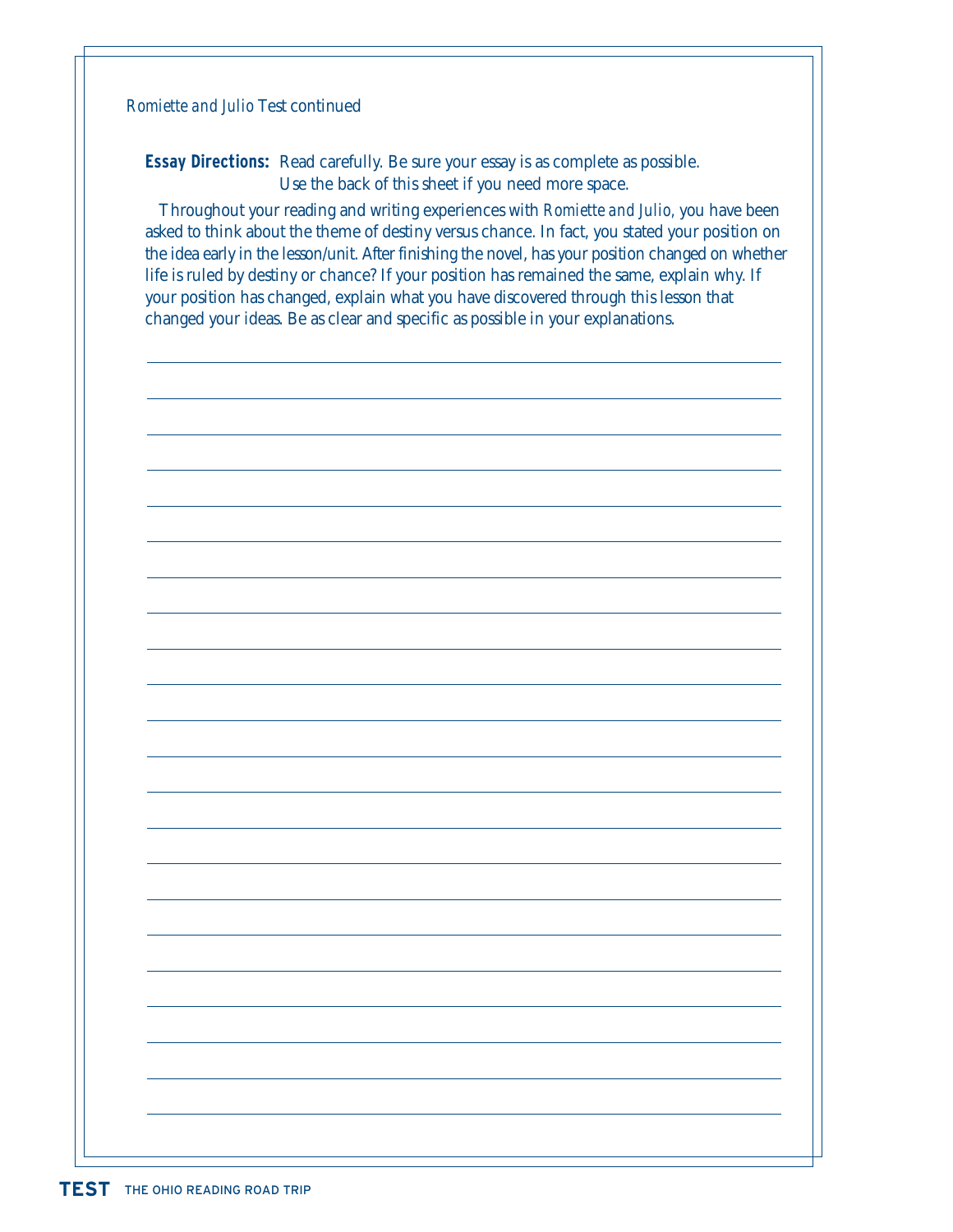*Romiette and Julio* Test continued

**Essay Directions:** Read carefully. Be sure your essay is as complete as possible. Use the back of this sheet if you need more space.

Throughout your reading and writing experiences with *Romiette and Julio,* you have been asked to think about the theme of destiny versus chance. In fact, you stated your position on the idea early in the lesson/unit. After finishing the novel, has your position changed on whether life is ruled by destiny or chance? If your position has remained the same, explain why. If your position has changed, explain what you have discovered through this lesson that changed your ideas. Be as clear and specific as possible in your explanations.